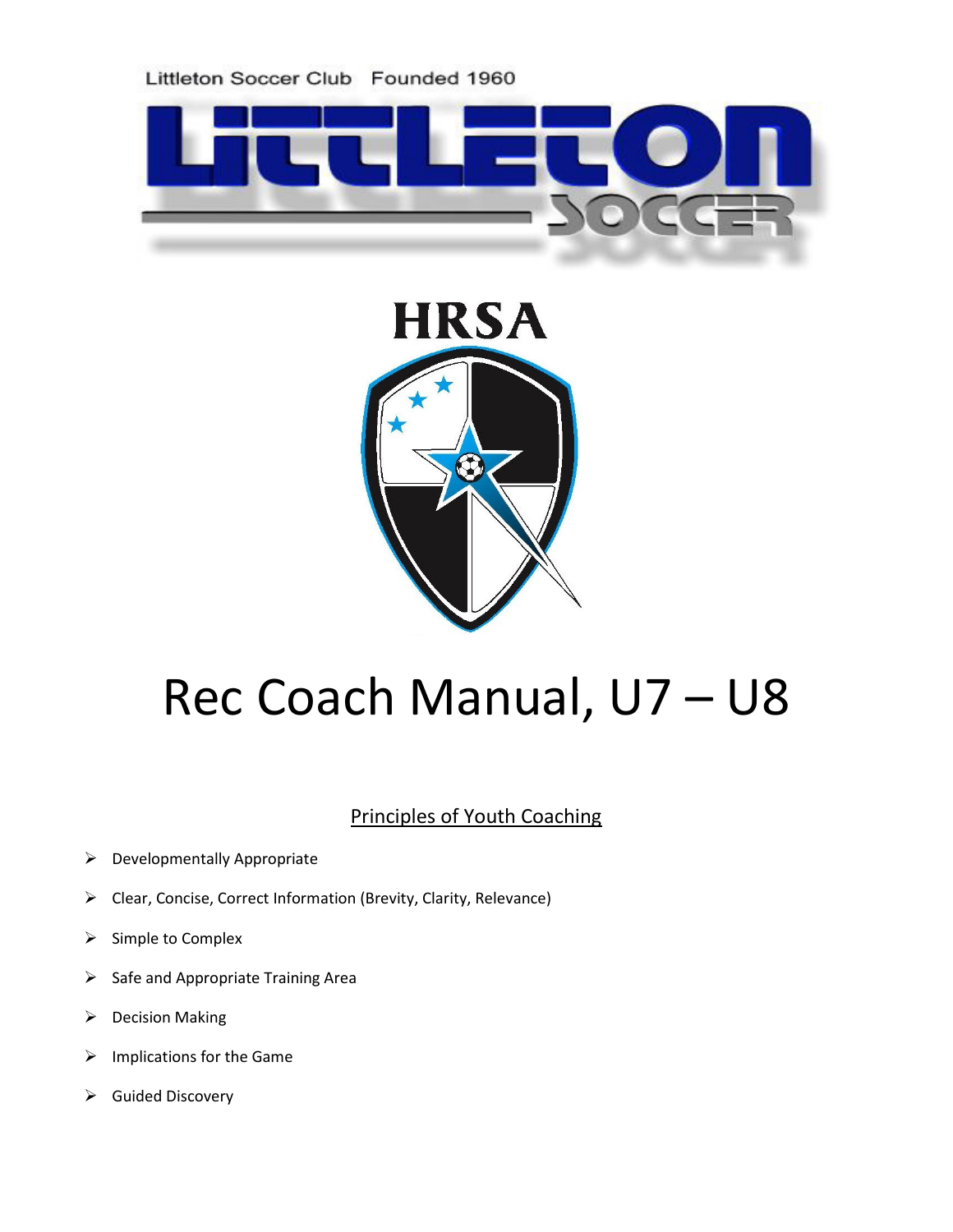Littleton Soccer Club Founded 1960

HRSA

# Rec Coach Manual, U7 – U8

## Principles of Youth Coaching

- Developmentally Appropriate
- Clear, Concise, Correct Information (Brevity, Clarity, Relevance)
- Simple to Complex
- Safe and Appropriate Training Area
- Decision Making
- Implications for the Game
- Guided Discovery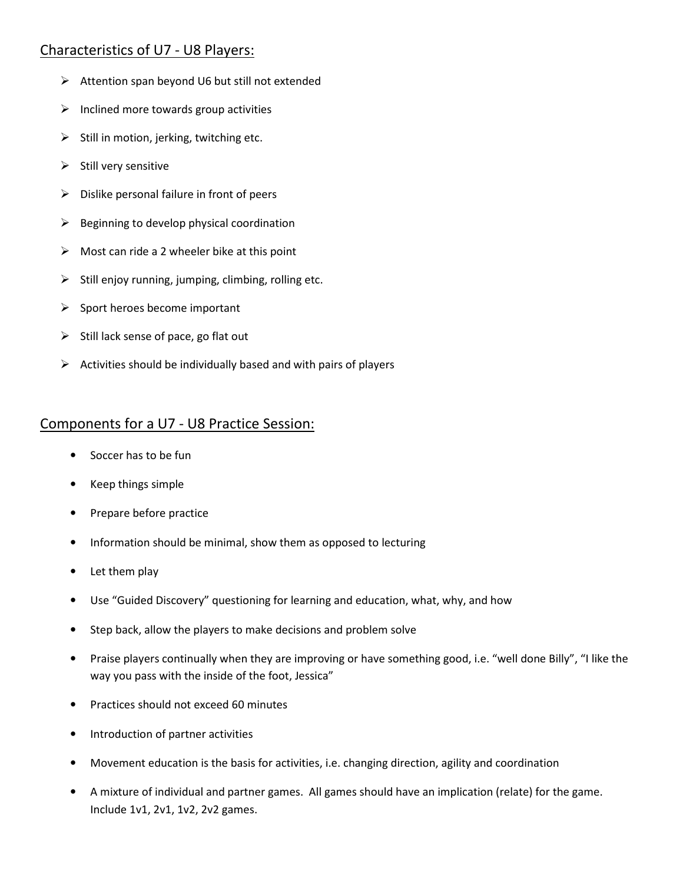## Characteristics of U7 - U8 Players:

- Attention span beyond U6 but still not extended
- Inclined more towards group activities
- Still in motion, jerking, twitching etc.
- Still very sensitive
- Dislike personal failure in front of peers
- Beginning to develop physical coordination
- Most can ride a 2 wheeler bike at this point
- Still enjoy running, jumping, climbing, rolling etc.
- Sport heroes become important
- Still lack sense of pace, go flat out
- Activities should be individually based and with pairs of players

## Components for a U7 - U8 Practice Session:

- Soccer has to be fun
- Keep things simple
- Prepare before practice
- Information should be minimal, show them as opposed to lecturing
- Let them play
- Use "Guided Discovery" questioning for learning and education, what, why, and how
- Step back, allow the players to make decisions and problem solve
- Praise players continually when they are improving or have something good, i.e. "well done Billy", "I like the way you pass with the inside of the foot, Jessica"
- Practices should not exceed 60 minutes
- Introduction of partner activities
- Movement education is the basis for activities, i.e. changing direction, agility and coordination
- A mixture of individual and partner games. All games should have an implication (relate) for the game. Include 1v1, 2v1, 1v2, 2v2 games.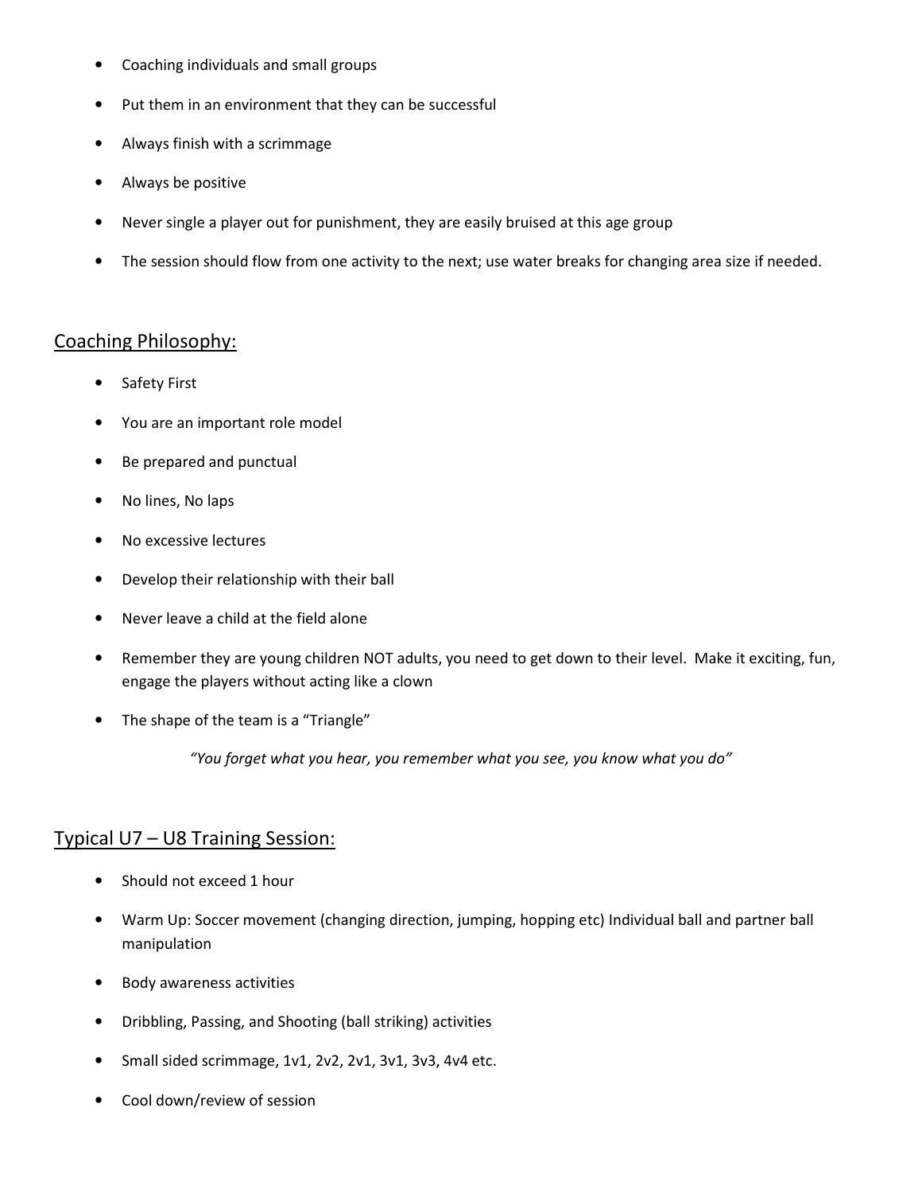- Coaching individuals and small groups
- Put them in an environment that they can be successful
- Always finish with a scrimmage
- Always be positive
- Never single a player out for punishment, they are easily bruised at this age group
- The session should flow from one activity to the next; use water breaks for changing area size if needed.

## Coaching Philosophy:

- Safety First
- You are an important role model
- Be prepared and punctual
- No lines, No laps
- No excessive lectures
- Develop their relationship with their ball
- Never leave a child at the field alone
- Remember they are young children NOT adults, you need to get down to their level. Make it exciting, fun, engage the players without acting like a clown
- The shape of the team is a "Triangle"

*"You forget what you hear, you remember what you see, you know what you do"*

## Typical U7 – U8 Training Session:

- Should not exceed 1 hour
- Warm Up: Soccer movement (changing direction, jumping, hopping etc) Individual ball and partner ball manipulation
- Body awareness activities
- Dribbling, Passing, and Shooting (ball striking) activities
- Small sided scrimmage, 1v1, 2v2, 2v1, 3v1, 3v3, 4v4 etc.
- Cool down/review of session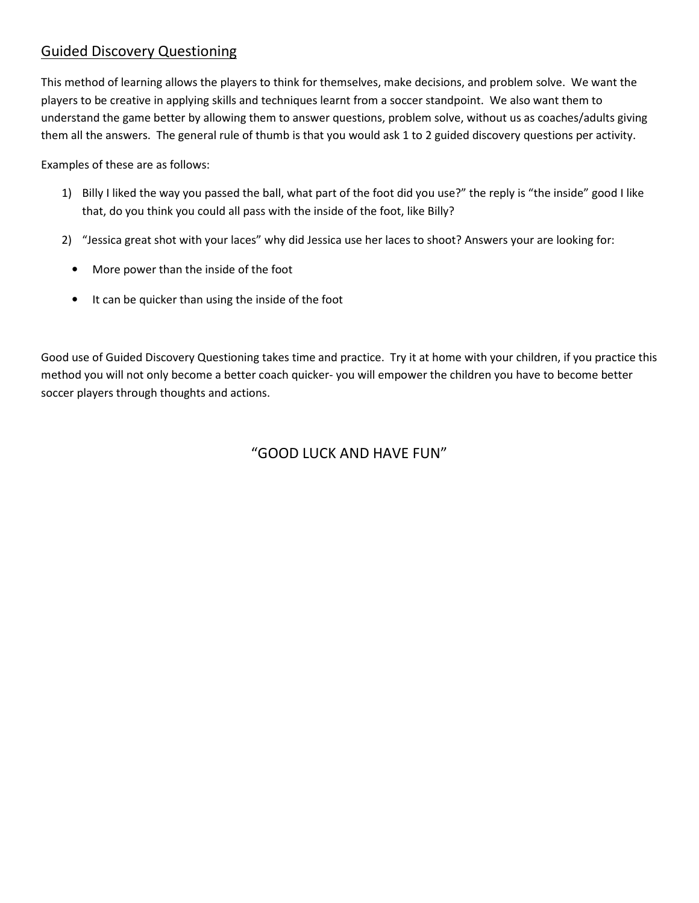## Guided Discovery Questioning

This method of learning allows the players to think for themselves, make decisions, and problem solve. We want the players to be creative in applying skills and techniques learnt from a soccer standpoint. We also want them to understand the game better by allowing them to answer questions, problem solve, without us as coaches/adults giving them all the answers. The general rule of thumb is that you would ask 1 to 2 guided discovery questions per activity.

Examples of these are as follows:

1) Billy I liked the way you passed the ball, what part of the foot did you use?" the reply is "the inside" good I like that, do you think you could all pass with the inside of the foot, like Billy?

2) "Jessica great shot with your laces" why did Jessica use her laces to shoot? Answers your are looking for:

   - More power than the inside of the foot
   - It can be quicker than using the inside of the foot

Good use of Guided Discovery Questioning takes time and practice. Try it at home with your children, if you practice this method you will not only become a better coach quicker- you will empower the children you have to become better soccer players through thoughts and actions.

"GOOD LUCK AND HAVE FUN"